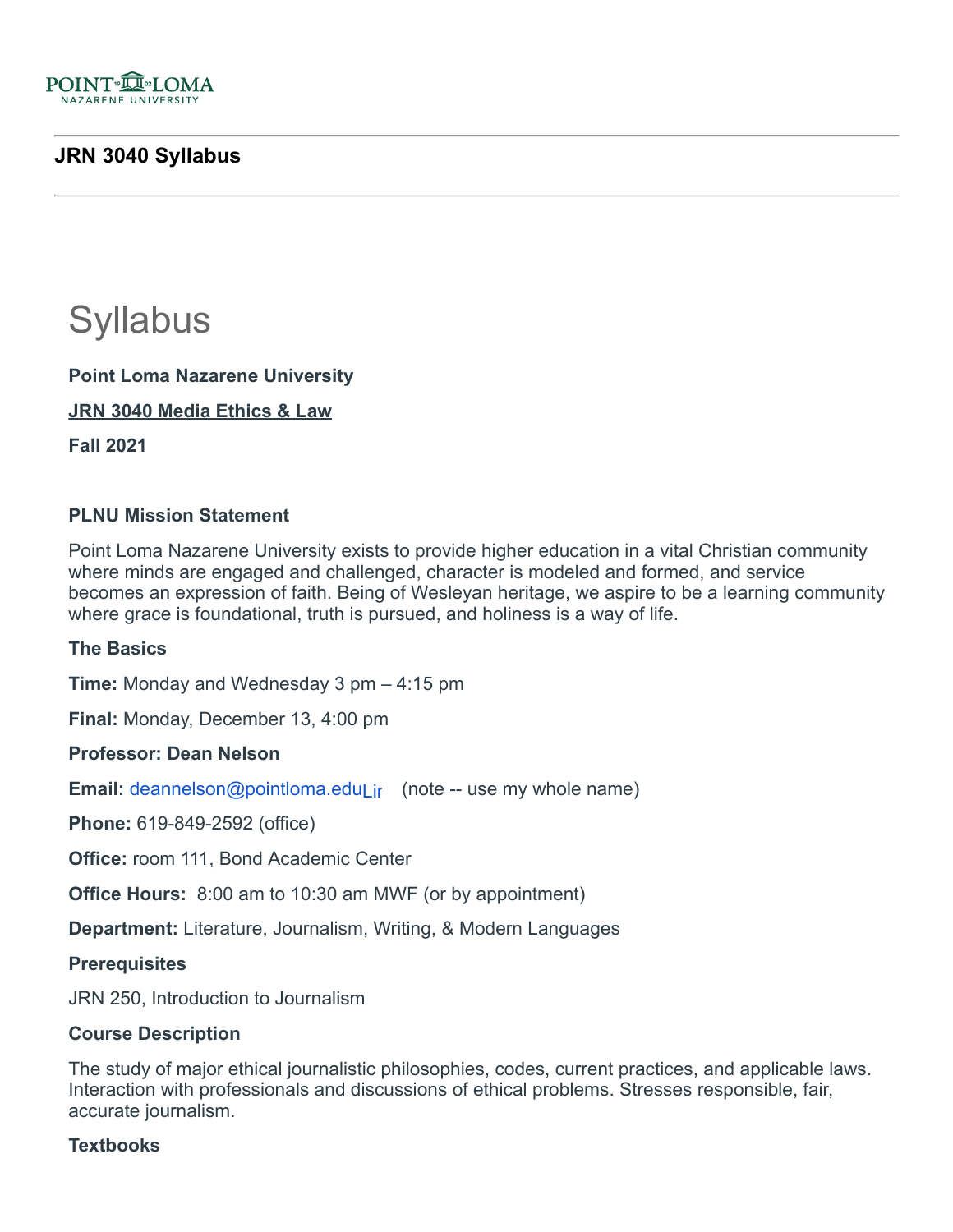## JRN 3040 Syllabus

# Syllabus

**Point Loma Nazarene University**

**JRN 3040 Media Ethics & Law**

**Fall 2021**

**PLNU Mission Statement**

Point Loma Nazarene University exists to provide higher education in a vital Christian community where minds are engaged and challenged, character is modeled and formed, and service becomes an expression of faith. Being of Wesleyan heritage, we aspire to be a learning community where grace is foundational, truth is pursued, and holiness is a way of life.

**The Basics**

**Time:** Monday and Wednesday 3 pm – 4:15 pm

**Final:** Monday, December 13, 4:00 pm

**Professor: Dean Nelson**

**Email:** deannelson@pointloma.edu (note -- use my whole name)

**Phone:** 619-849-2592 (office)

**Office:** room 111, Bond Academic Center

**Office Hours:** 8:00 am to 10:30 am MWF (or by appointment)

**Department:** Literature, Journalism, Writing, & Modern Languages

**Prerequisites**

JRN 250, Introduction to Journalism

**Course Description**

The study of major ethical journalistic philosophies, codes, current practices, and applicable laws. Interaction with professionals and discussions of ethical problems. Stresses responsible, fair, accurate journalism.

**Textbooks**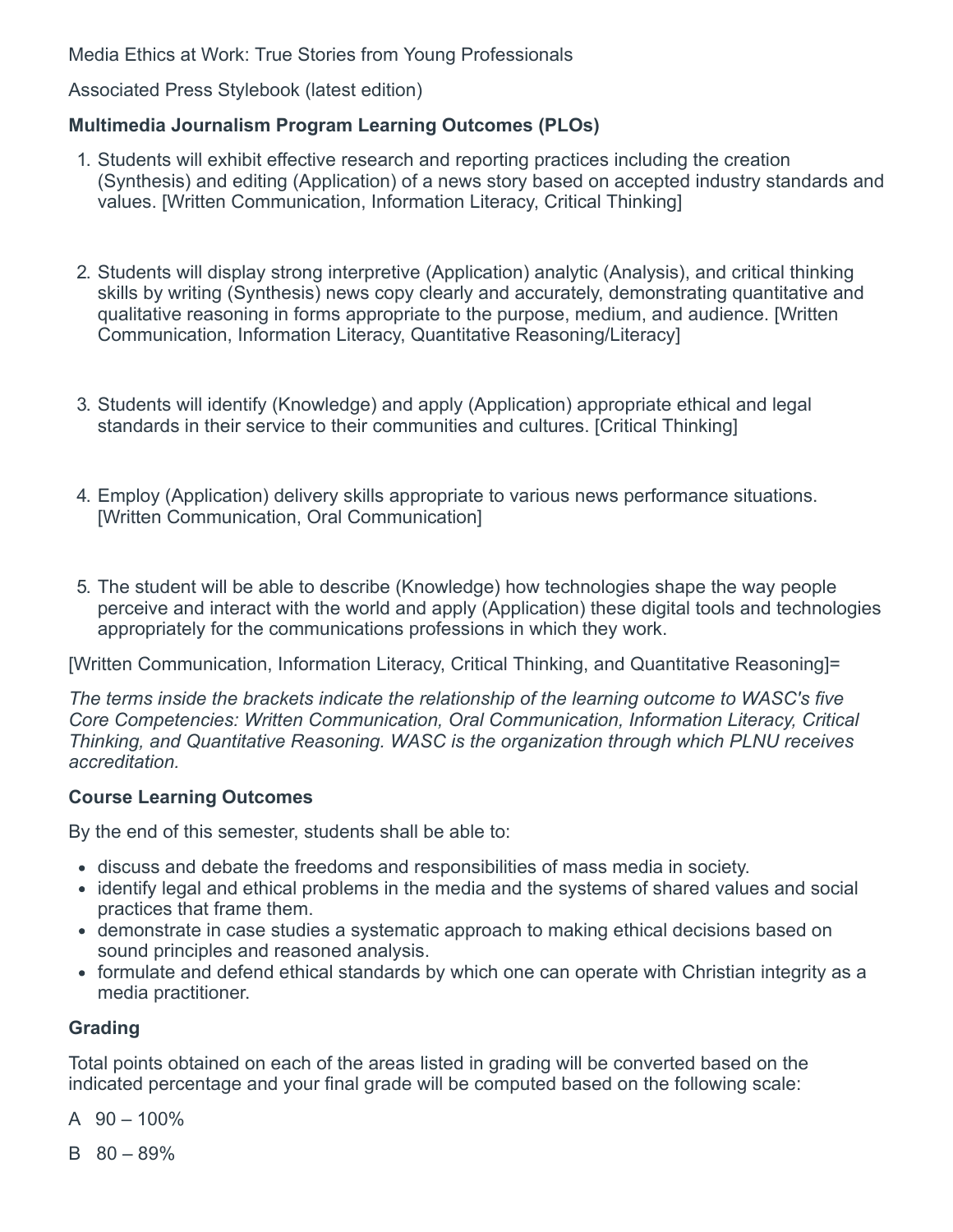Media Ethics at Work: True Stories from Young Professionals

Associated Press Stylebook (latest edition)

**Multimedia Journalism Program Learning Outcomes (PLOs)**

1. Students will exhibit effective research and reporting practices including the creation (Synthesis) and editing (Application) of a news story based on accepted industry standards and values. [Written Communication, Information Literacy, Critical Thinking]

2. Students will display strong interpretive (Application) analytic (Analysis), and critical thinking skills by writing (Synthesis) news copy clearly and accurately, demonstrating quantitative and qualitative reasoning in forms appropriate to the purpose, medium, and audience. [Written Communication, Information Literacy, Quantitative Reasoning/Literacy]

3. Students will identify (Knowledge) and apply (Application) appropriate ethical and legal standards in their service to their communities and cultures. [Critical Thinking]

4. Employ (Application) delivery skills appropriate to various news performance situations. [Written Communication, Oral Communication]

5. The student will be able to describe (Knowledge) how technologies shape the way people perceive and interact with the world and apply (Application) these digital tools and technologies appropriately for the communications professions in which they work.

[Written Communication, Information Literacy, Critical Thinking, and Quantitative Reasoning]=

*The terms inside the brackets indicate the relationship of the learning outcome to WASC's five Core Competencies: Written Communication, Oral Communication, Information Literacy, Critical Thinking, and Quantitative Reasoning. WASC is the organization through which PLNU receives accreditation.*

**Course Learning Outcomes**

By the end of this semester, students shall be able to:

- discuss and debate the freedoms and responsibilities of mass media in society.
- identify legal and ethical problems in the media and the systems of shared values and social practices that frame them.
- demonstrate in case studies a systematic approach to making ethical decisions based on sound principles and reasoned analysis.
- formulate and defend ethical standards by which one can operate with Christian integrity as a media practitioner.

**Grading**

Total points obtained on each of the areas listed in grading will be converted based on the indicated percentage and your final grade will be computed based on the following scale:

A 90 – 100%

B 80 – 89%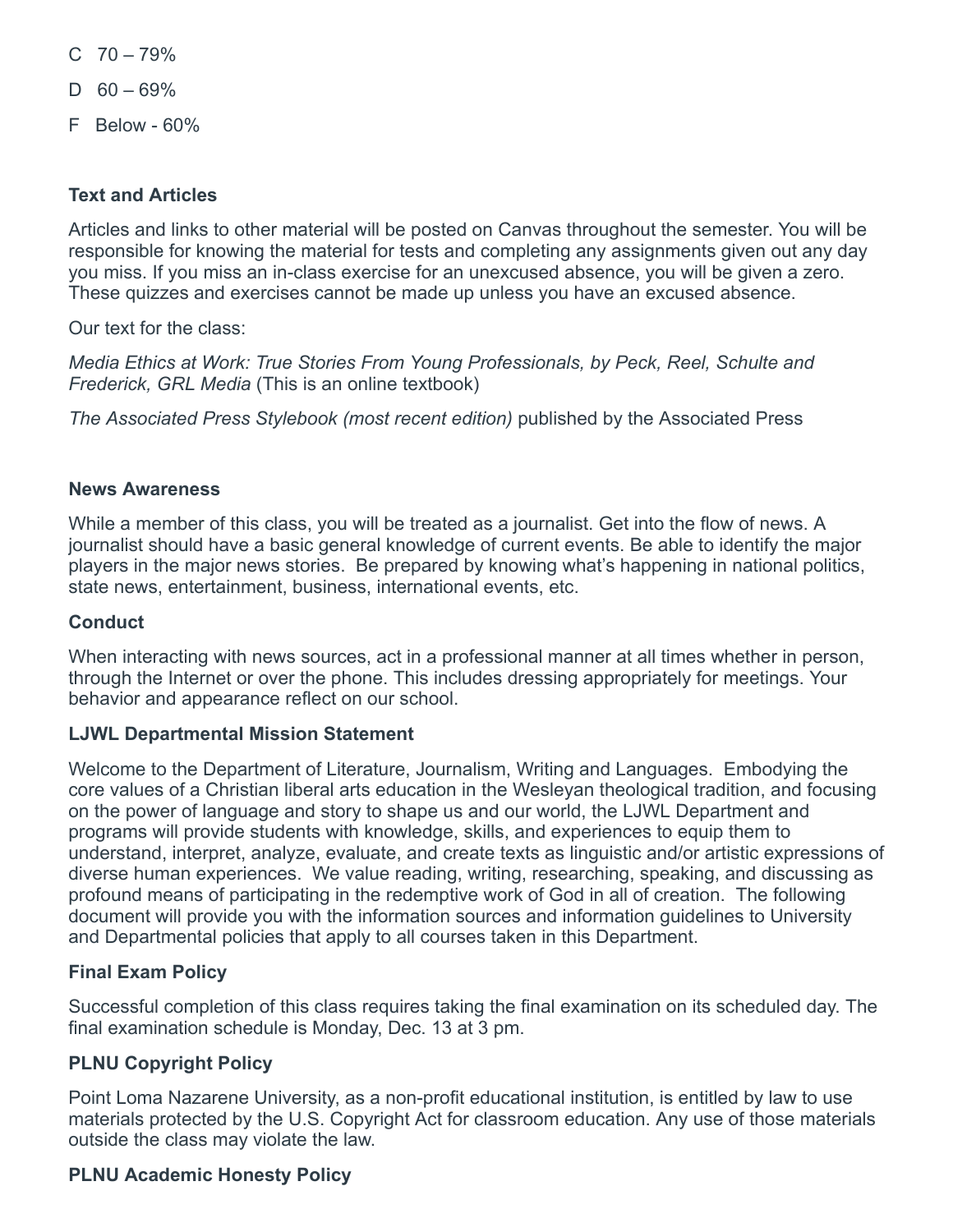C 70 – 79%

D 60 – 69%

F Below - 60%

**Text and Articles**

Articles and links to other material will be posted on Canvas throughout the semester. You will be responsible for knowing the material for tests and completing any assignments given out any day you miss. If you miss an in-class exercise for an unexcused absence, you will be given a zero. These quizzes and exercises cannot be made up unless you have an excused absence.

Our text for the class:

*Media Ethics at Work: True Stories From Young Professionals, by Peck, Reel, Schulte and Frederick, GRL Media* (This is an online textbook)

*The Associated Press Stylebook (most recent edition)* published by the Associated Press

**News Awareness**

While a member of this class, you will be treated as a journalist. Get into the flow of news. A journalist should have a basic general knowledge of current events. Be able to identify the major players in the major news stories. Be prepared by knowing what's happening in national politics, state news, entertainment, business, international events, etc.

**Conduct**

When interacting with news sources, act in a professional manner at all times whether in person, through the Internet or over the phone. This includes dressing appropriately for meetings. Your behavior and appearance reflect on our school.

**LJWL Departmental Mission Statement**

Welcome to the Department of Literature, Journalism, Writing and Languages. Embodying the core values of a Christian liberal arts education in the Wesleyan theological tradition, and focusing on the power of language and story to shape us and our world, the LJWL Department and programs will provide students with knowledge, skills, and experiences to equip them to understand, interpret, analyze, evaluate, and create texts as linguistic and/or artistic expressions of diverse human experiences. We value reading, writing, researching, speaking, and discussing as profound means of participating in the redemptive work of God in all of creation. The following document will provide you with the information sources and information guidelines to University and Departmental policies that apply to all courses taken in this Department.

**Final Exam Policy**

Successful completion of this class requires taking the final examination on its scheduled day. The final examination schedule is Monday, Dec. 13 at 3 pm.

**PLNU Copyright Policy**

Point Loma Nazarene University, as a non-profit educational institution, is entitled by law to use materials protected by the U.S. Copyright Act for classroom education. Any use of those materials outside the class may violate the law.

**PLNU Academic Honesty Policy**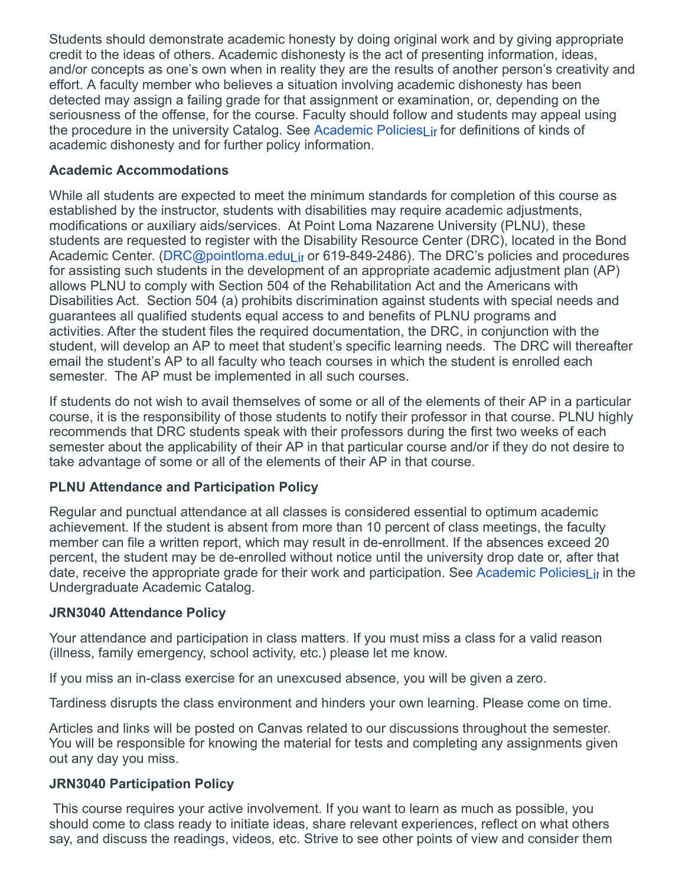Students should demonstrate academic honesty by doing original work and by giving appropriate credit to the ideas of others. Academic dishonesty is the act of presenting information, ideas, and/or concepts as one's own when in reality they are the results of another person's creativity and effort. A faculty member who believes a situation involving academic dishonesty has been detected may assign a failing grade for that assignment or examination, or, depending on the seriousness of the offense, for the course. Faculty should follow and students may appeal using the procedure in the university Catalog. See Academic Policies for definitions of kinds of academic dishonesty and for further policy information.

**Academic Accommodations**

While all students are expected to meet the minimum standards for completion of this course as established by the instructor, students with disabilities may require academic adjustments, modifications or auxiliary aids/services. At Point Loma Nazarene University (PLNU), these students are requested to register with the Disability Resource Center (DRC), located in the Bond Academic Center. (DRC@pointloma.edu or 619-849-2486). The DRC's policies and procedures for assisting such students in the development of an appropriate academic adjustment plan (AP) allows PLNU to comply with Section 504 of the Rehabilitation Act and the Americans with Disabilities Act. Section 504 (a) prohibits discrimination against students with special needs and guarantees all qualified students equal access to and benefits of PLNU programs and activities. After the student files the required documentation, the DRC, in conjunction with the student, will develop an AP to meet that student's specific learning needs. The DRC will thereafter email the student's AP to all faculty who teach courses in which the student is enrolled each semester. The AP must be implemented in all such courses.

If students do not wish to avail themselves of some or all of the elements of their AP in a particular course, it is the responsibility of those students to notify their professor in that course. PLNU highly recommends that DRC students speak with their professors during the first two weeks of each semester about the applicability of their AP in that particular course and/or if they do not desire to take advantage of some or all of the elements of their AP in that course.

**PLNU Attendance and Participation Policy**

Regular and punctual attendance at all classes is considered essential to optimum academic achievement. If the student is absent from more than 10 percent of class meetings, the faculty member can file a written report, which may result in de-enrollment. If the absences exceed 20 percent, the student may be de-enrolled without notice until the university drop date or, after that date, receive the appropriate grade for their work and participation. See Academic Policies in the Undergraduate Academic Catalog.

**JRN3040 Attendance Policy**

Your attendance and participation in class matters. If you must miss a class for a valid reason (illness, family emergency, school activity, etc.) please let me know.

If you miss an in-class exercise for an unexcused absence, you will be given a zero.

Tardiness disrupts the class environment and hinders your own learning. Please come on time.

Articles and links will be posted on Canvas related to our discussions throughout the semester. You will be responsible for knowing the material for tests and completing any assignments given out any day you miss.

**JRN3040 Participation Policy**

This course requires your active involvement. If you want to learn as much as possible, you should come to class ready to initiate ideas, share relevant experiences, reflect on what others say, and discuss the readings, videos, etc. Strive to see other points of view and consider them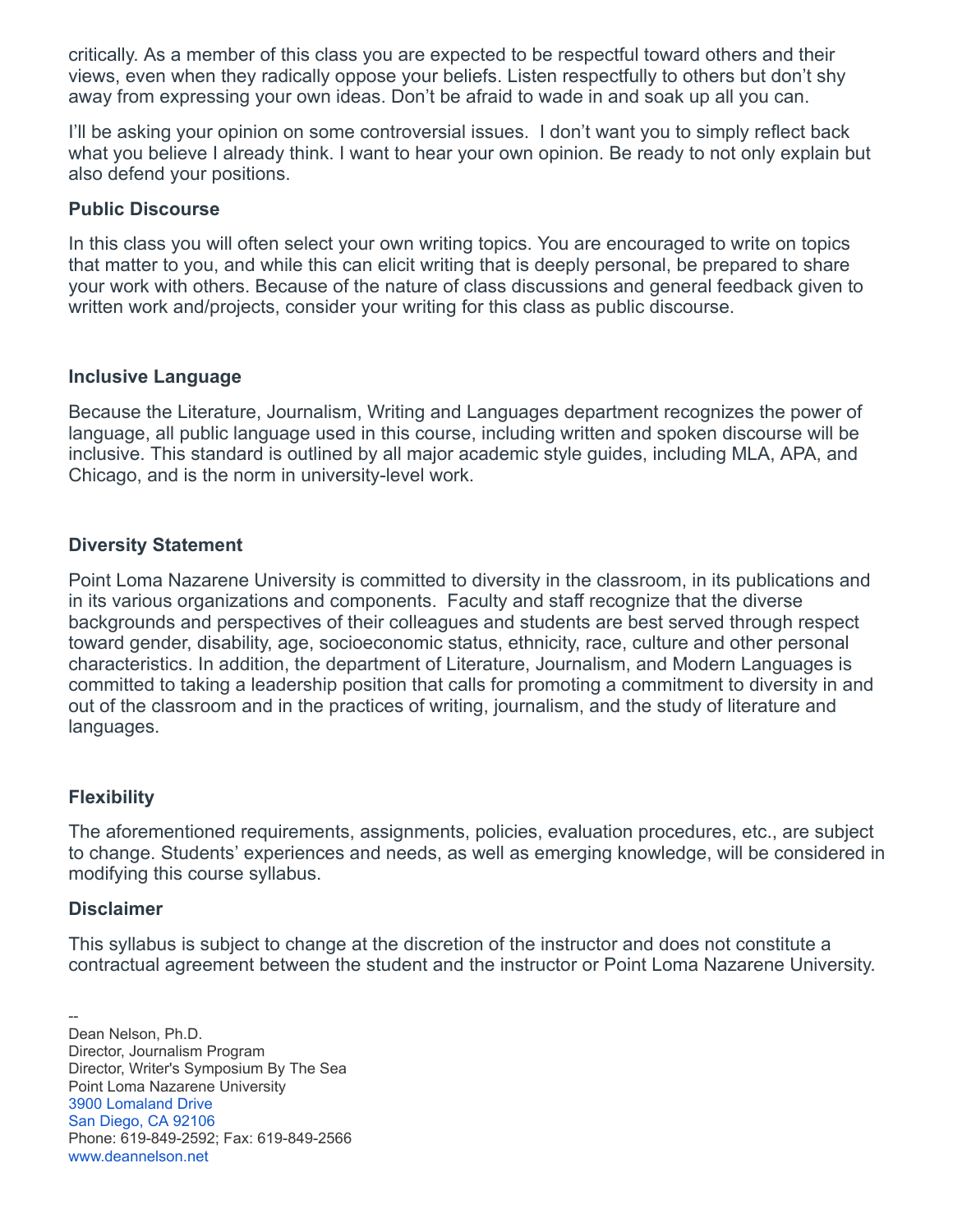critically. As a member of this class you are expected to be respectful toward others and their views, even when they radically oppose your beliefs. Listen respectfully to others but don't shy away from expressing your own ideas. Don't be afraid to wade in and soak up all you can.

I'll be asking your opinion on some controversial issues. I don't want you to simply reflect back what you believe I already think. I want to hear your own opinion. Be ready to not only explain but also defend your positions.

### Public Discourse

In this class you will often select your own writing topics. You are encouraged to write on topics that matter to you, and while this can elicit writing that is deeply personal, be prepared to share your work with others. Because of the nature of class discussions and general feedback given to written work and/projects, consider your writing for this class as public discourse.

### Inclusive Language

Because the Literature, Journalism, Writing and Languages department recognizes the power of language, all public language used in this course, including written and spoken discourse will be inclusive. This standard is outlined by all major academic style guides, including MLA, APA, and Chicago, and is the norm in university-level work.

### Diversity Statement

Point Loma Nazarene University is committed to diversity in the classroom, in its publications and in its various organizations and components. Faculty and staff recognize that the diverse backgrounds and perspectives of their colleagues and students are best served through respect toward gender, disability, age, socioeconomic status, ethnicity, race, culture and other personal characteristics. In addition, the department of Literature, Journalism, and Modern Languages is committed to taking a leadership position that calls for promoting a commitment to diversity in and out of the classroom and in the practices of writing, journalism, and the study of literature and languages.

### Flexibility

The aforementioned requirements, assignments, policies, evaluation procedures, etc., are subject to change. Students' experiences and needs, as well as emerging knowledge, will be considered in modifying this course syllabus.

### Disclaimer

This syllabus is subject to change at the discretion of the instructor and does not constitute a contractual agreement between the student and the instructor or Point Loma Nazarene University.

--
Dean Nelson, Ph.D.
Director, Journalism Program
Director, Writer's Symposium By The Sea
Point Loma Nazarene University
3900 Lomaland Drive
San Diego, CA 92106
Phone: 619-849-2592; Fax: 619-849-2566
www.deannelson.net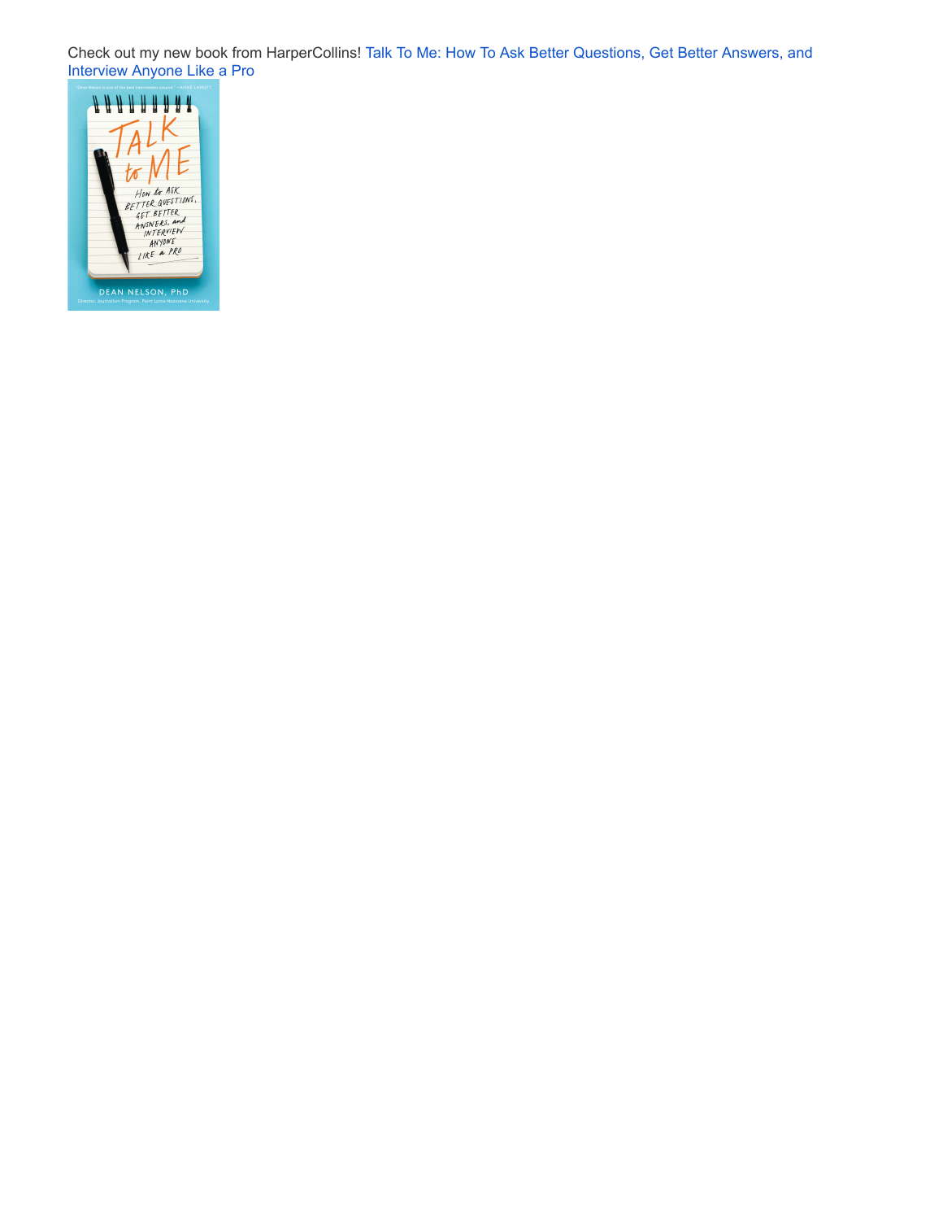Check out my new book from HarperCollins! Talk To Me: How To Ask Better Questions, Get Better Answers, and Interview Anyone Like a Pro